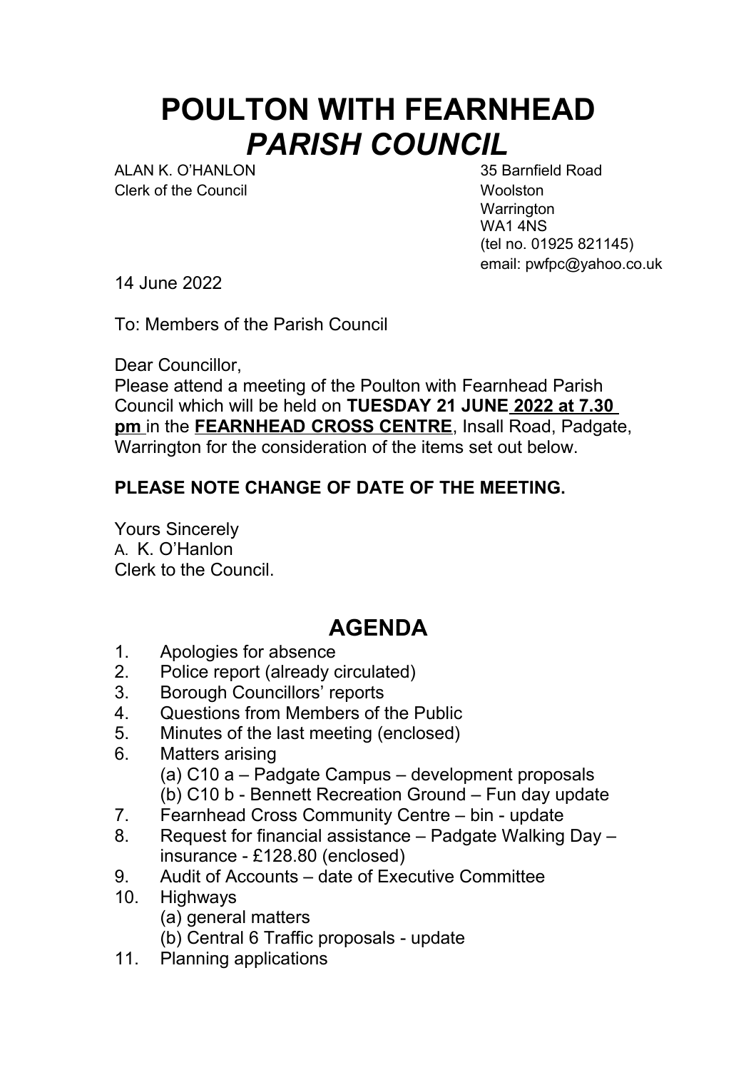# POULTON WITH FEARNHEAD *PARISH COUNCIL*

ALAN K. O'HANLON
Clerk of the Council

35 Barnfield Road
Woolston
Warrington
WA1 4NS
(tel no. 01925 821145)
email: pwfpc@yahoo.co.uk

14 June 2022

To: Members of the Parish Council

Dear Councillor,
Please attend a meeting of the Poulton with Fearnhead Parish Council which will be held on **TUESDAY 21 JUNE 2022 at 7.30 pm** in the **FEARNHEAD CROSS CENTRE**, Insall Road, Padgate, Warrington for the consideration of the items set out below.

**PLEASE NOTE CHANGE OF DATE OF THE MEETING.**

Yours Sincerely
A. K. O'Hanlon
Clerk to the Council.

## AGENDA

1. Apologies for absence
2. Police report (already circulated)
3. Borough Councillors' reports
4. Questions from Members of the Public
5. Minutes of the last meeting (enclosed)
6. Matters arising
   (a) C10 a – Padgate Campus – development proposals
   (b) C10 b - Bennett Recreation Ground – Fun day update
7. Fearnhead Cross Community Centre – bin - update
8. Request for financial assistance – Padgate Walking Day – insurance - £128.80 (enclosed)
9. Audit of Accounts – date of Executive Committee
10. Highways
    (a) general matters
    (b) Central 6 Traffic proposals - update
11. Planning applications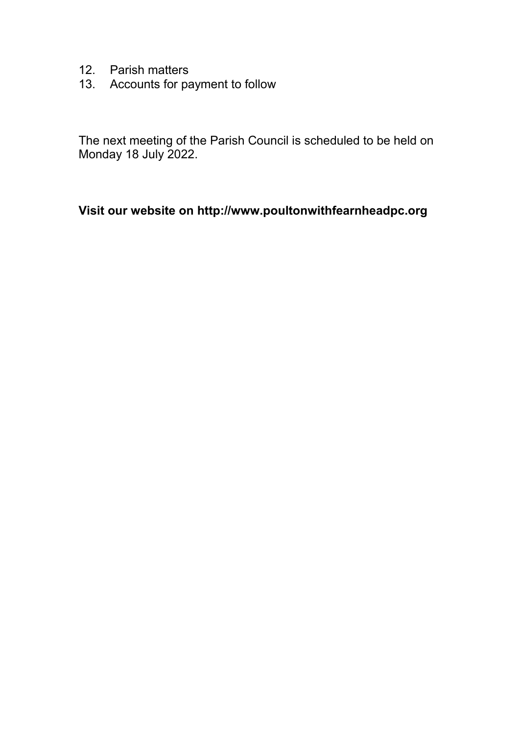12. Parish matters
13. Accounts for payment to follow

The next meeting of the Parish Council is scheduled to be held on Monday 18 July 2022.

**Visit our website on http://www.poultonwithfearnheadpc.org**